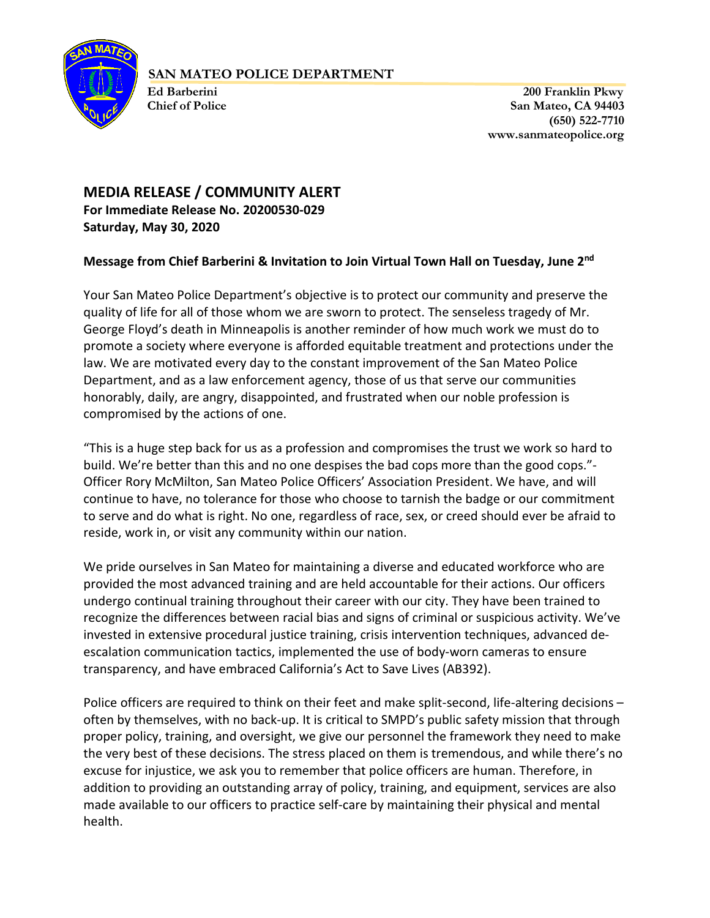**SAN MATEO POLICE DEPARTMENT**

**Ed Barberini**
**Chief of Police**

**200 Franklin Pkwy**
**San Mateo, CA 94403**
**(650) 522-7710**
**www.sanmateopolice.org**

## MEDIA RELEASE / COMMUNITY ALERT

**For Immediate Release No. 20200530-029**
**Saturday, May 30, 2020**

**Message from Chief Barberini & Invitation to Join Virtual Town Hall on Tuesday, June 2nd**

Your San Mateo Police Department's objective is to protect our community and preserve the quality of life for all of those whom we are sworn to protect. The senseless tragedy of Mr. George Floyd's death in Minneapolis is another reminder of how much work we must do to promote a society where everyone is afforded equitable treatment and protections under the law. We are motivated every day to the constant improvement of the San Mateo Police Department, and as a law enforcement agency, those of us that serve our communities honorably, daily, are angry, disappointed, and frustrated when our noble profession is compromised by the actions of one.

"This is a huge step back for us as a profession and compromises the trust we work so hard to build. We're better than this and no one despises the bad cops more than the good cops."- Officer Rory McMilton, San Mateo Police Officers' Association President. We have, and will continue to have, no tolerance for those who choose to tarnish the badge or our commitment to serve and do what is right. No one, regardless of race, sex, or creed should ever be afraid to reside, work in, or visit any community within our nation.

We pride ourselves in San Mateo for maintaining a diverse and educated workforce who are provided the most advanced training and are held accountable for their actions. Our officers undergo continual training throughout their career with our city. They have been trained to recognize the differences between racial bias and signs of criminal or suspicious activity. We've invested in extensive procedural justice training, crisis intervention techniques, advanced de-escalation communication tactics, implemented the use of body-worn cameras to ensure transparency, and have embraced California's Act to Save Lives (AB392).

Police officers are required to think on their feet and make split-second, life-altering decisions – often by themselves, with no back-up. It is critical to SMPD's public safety mission that through proper policy, training, and oversight, we give our personnel the framework they need to make the very best of these decisions. The stress placed on them is tremendous, and while there's no excuse for injustice, we ask you to remember that police officers are human. Therefore, in addition to providing an outstanding array of policy, training, and equipment, services are also made available to our officers to practice self-care by maintaining their physical and mental health.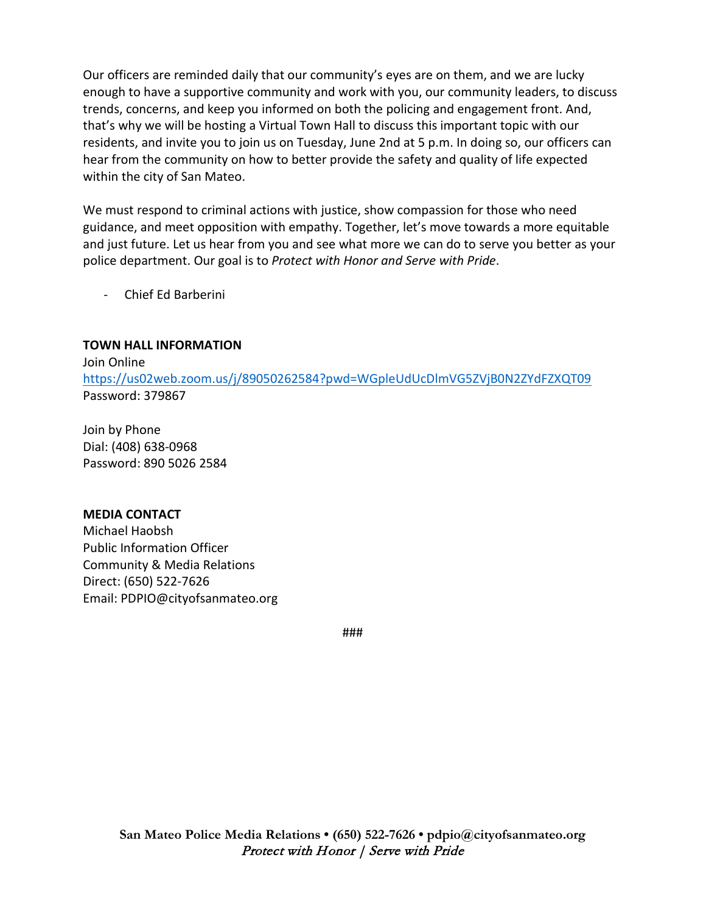Our officers are reminded daily that our community's eyes are on them, and we are lucky enough to have a supportive community and work with you, our community leaders, to discuss trends, concerns, and keep you informed on both the policing and engagement front. And, that's why we will be hosting a Virtual Town Hall to discuss this important topic with our residents, and invite you to join us on Tuesday, June 2nd at 5 p.m. In doing so, our officers can hear from the community on how to better provide the safety and quality of life expected within the city of San Mateo.

We must respond to criminal actions with justice, show compassion for those who need guidance, and meet opposition with empathy. Together, let's move towards a more equitable and just future. Let us hear from you and see what more we can do to serve you better as your police department. Our goal is to *Protect with Honor and Serve with Pride*.

- Chief Ed Barberini

**TOWN HALL INFORMATION**
Join Online
https://us02web.zoom.us/j/89050262584?pwd=WGpleUdUcDlmVG5ZVjB0N2ZYdFZXQT09
Password: 379867

Join by Phone
Dial: (408) 638-0968
Password: 890 5026 2584

**MEDIA CONTACT**
Michael Haobsh
Public Information Officer
Community & Media Relations
Direct: (650) 522-7626
Email: PDPIO@cityofsanmateo.org

###